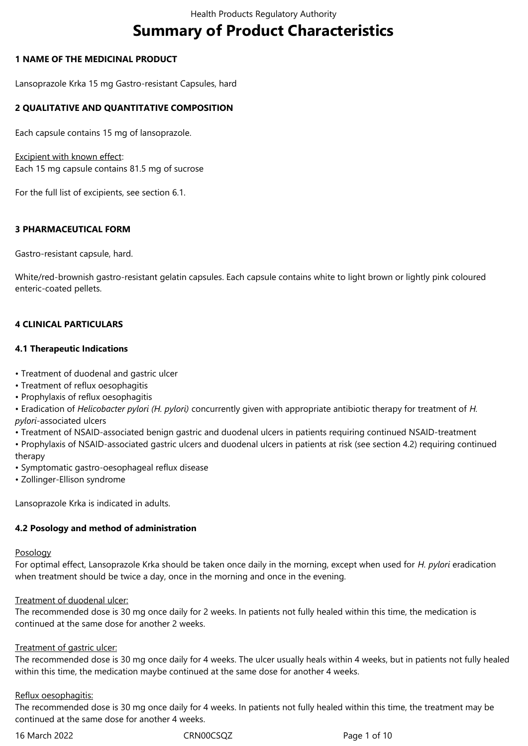# Summary of Product Characteristics

## 1 NAME OF THE MEDICINAL PRODUCT

Lansoprazole Krka 15 mg Gastro-resistant Capsules, hard

## 2 QUALITATIVE AND QUANTITATIVE COMPOSITION

Each capsule contains 15 mg of lansoprazole.

Excipient with known effect:
Each 15 mg capsule contains 81.5 mg of sucrose

For the full list of excipients, see section 6.1.

## 3 PHARMACEUTICAL FORM

Gastro-resistant capsule, hard.

White/red-brownish gastro-resistant gelatin capsules. Each capsule contains white to light brown or lightly pink coloured enteric-coated pellets.

## 4 CLINICAL PARTICULARS

### 4.1 Therapeutic Indications

- Treatment of duodenal and gastric ulcer
- Treatment of reflux oesophagitis
- Prophylaxis of reflux oesophagitis
- Eradication of *Helicobacter pylori (H. pylori)* concurrently given with appropriate antibiotic therapy for treatment of *H. pylori*-associated ulcers
- Treatment of NSAID-associated benign gastric and duodenal ulcers in patients requiring continued NSAID-treatment
- Prophylaxis of NSAID-associated gastric ulcers and duodenal ulcers in patients at risk (see section 4.2) requiring continued therapy
- Symptomatic gastro-oesophageal reflux disease
- Zollinger-Ellison syndrome

Lansoprazole Krka is indicated in adults.

### 4.2 Posology and method of administration

Posology
For optimal effect, Lansoprazole Krka should be taken once daily in the morning, except when used for *H. pylori* eradication when treatment should be twice a day, once in the morning and once in the evening.

Treatment of duodenal ulcer:
The recommended dose is 30 mg once daily for 2 weeks. In patients not fully healed within this time, the medication is continued at the same dose for another 2 weeks.

Treatment of gastric ulcer:
The recommended dose is 30 mg once daily for 4 weeks. The ulcer usually heals within 4 weeks, but in patients not fully healed within this time, the medication maybe continued at the same dose for another 4 weeks.

Reflux oesophagitis:
The recommended dose is 30 mg once daily for 4 weeks. In patients not fully healed within this time, the treatment may be continued at the same dose for another 4 weeks.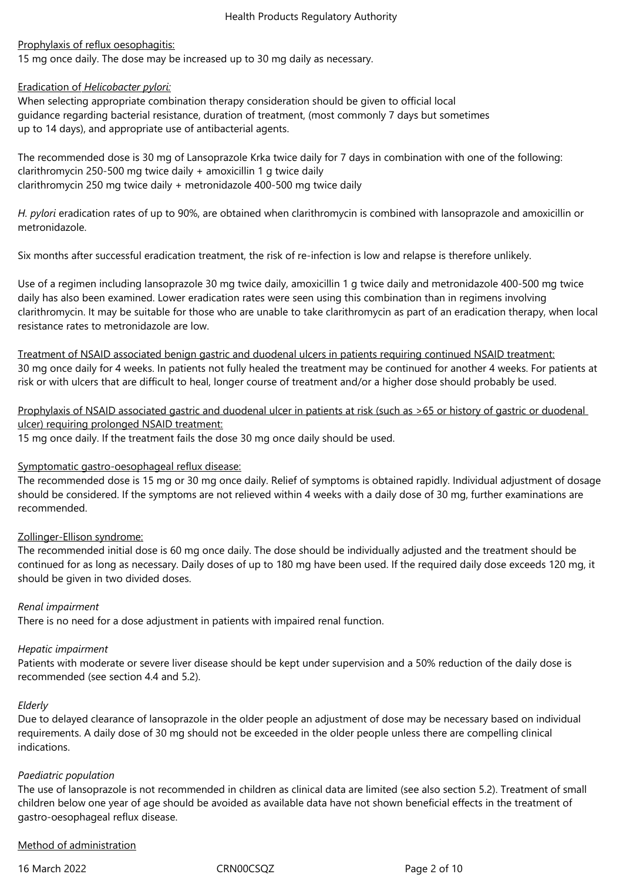Prophylaxis of reflux oesophagitis:

15 mg once daily. The dose may be increased up to 30 mg daily as necessary.

Eradication of *Helicobacter pylori:*

When selecting appropriate combination therapy consideration should be given to official local guidance regarding bacterial resistance, duration of treatment, (most commonly 7 days but sometimes up to 14 days), and appropriate use of antibacterial agents.

The recommended dose is 30 mg of Lansoprazole Krka twice daily for 7 days in combination with one of the following:
clarithromycin 250-500 mg twice daily + amoxicillin 1 g twice daily
clarithromycin 250 mg twice daily + metronidazole 400-500 mg twice daily

*H. pylori* eradication rates of up to 90%, are obtained when clarithromycin is combined with lansoprazole and amoxicillin or metronidazole.

Six months after successful eradication treatment, the risk of re-infection is low and relapse is therefore unlikely.

Use of a regimen including lansoprazole 30 mg twice daily, amoxicillin 1 g twice daily and metronidazole 400-500 mg twice daily has also been examined. Lower eradication rates were seen using this combination than in regimens involving clarithromycin. It may be suitable for those who are unable to take clarithromycin as part of an eradication therapy, when local resistance rates to metronidazole are low.

Treatment of NSAID associated benign gastric and duodenal ulcers in patients requiring continued NSAID treatment:

30 mg once daily for 4 weeks. In patients not fully healed the treatment may be continued for another 4 weeks. For patients at risk or with ulcers that are difficult to heal, longer course of treatment and/or a higher dose should probably be used.

Prophylaxis of NSAID associated gastric and duodenal ulcer in patients at risk (such as >65 or history of gastric or duodenal ulcer) requiring prolonged NSAID treatment:

15 mg once daily. If the treatment fails the dose 30 mg once daily should be used.

Symptomatic gastro-oesophageal reflux disease:

The recommended dose is 15 mg or 30 mg once daily. Relief of symptoms is obtained rapidly. Individual adjustment of dosage should be considered. If the symptoms are not relieved within 4 weeks with a daily dose of 30 mg, further examinations are recommended.

Zollinger-Ellison syndrome:

The recommended initial dose is 60 mg once daily. The dose should be individually adjusted and the treatment should be continued for as long as necessary. Daily doses of up to 180 mg have been used. If the required daily dose exceeds 120 mg, it should be given in two divided doses.

*Renal impairment*

There is no need for a dose adjustment in patients with impaired renal function.

*Hepatic impairment*

Patients with moderate or severe liver disease should be kept under supervision and a 50% reduction of the daily dose is recommended (see section 4.4 and 5.2).

*Elderly*

Due to delayed clearance of lansoprazole in the older people an adjustment of dose may be necessary based on individual requirements. A daily dose of 30 mg should not be exceeded in the older people unless there are compelling clinical indications.

*Paediatric population*

The use of lansoprazole is not recommended in children as clinical data are limited (see also section 5.2). Treatment of small children below one year of age should be avoided as available data have not shown beneficial effects in the treatment of gastro-oesophageal reflux disease.

Method of administration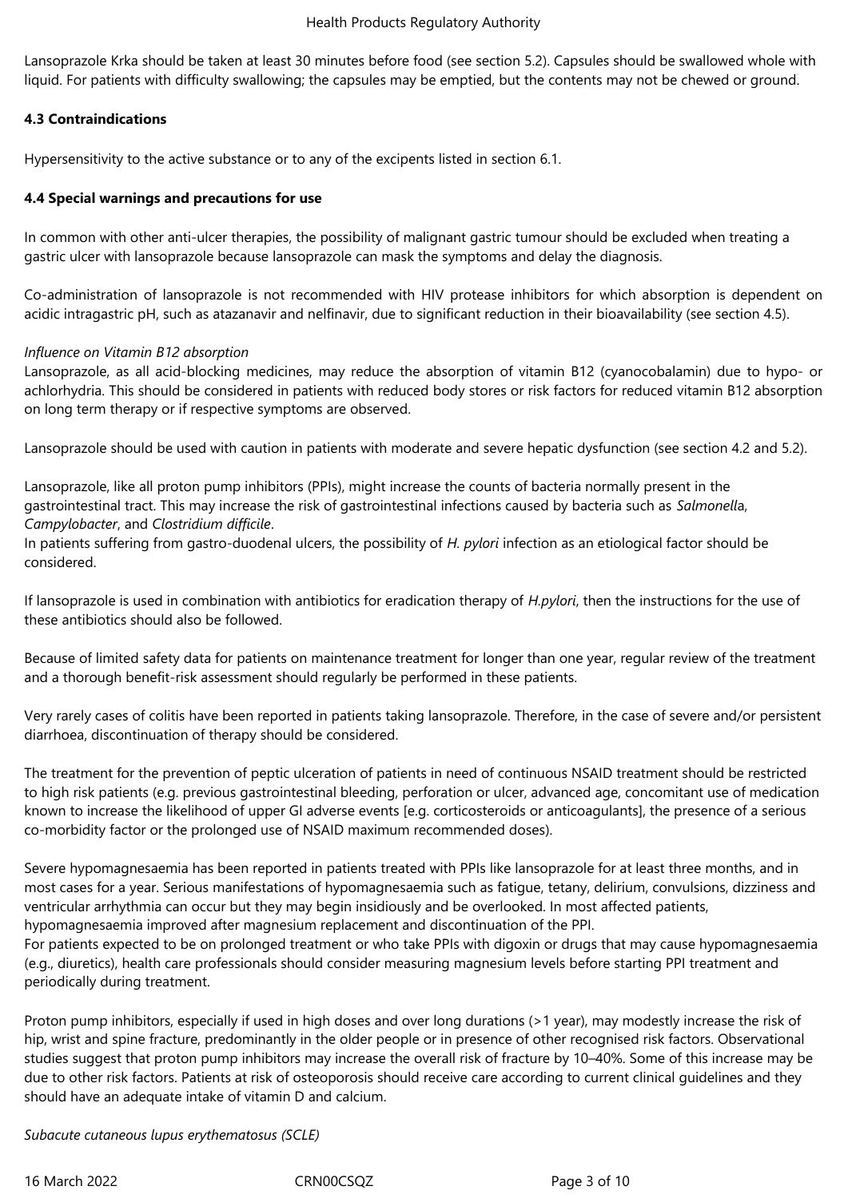Lansoprazole Krka should be taken at least 30 minutes before food (see section 5.2). Capsules should be swallowed whole with liquid. For patients with difficulty swallowing; the capsules may be emptied, but the contents may not be chewed or ground.

**4.3 Contraindications**

Hypersensitivity to the active substance or to any of the excipents listed in section 6.1.

**4.4 Special warnings and precautions for use**

In common with other anti-ulcer therapies, the possibility of malignant gastric tumour should be excluded when treating a gastric ulcer with lansoprazole because lansoprazole can mask the symptoms and delay the diagnosis.

Co-administration of lansoprazole is not recommended with HIV protease inhibitors for which absorption is dependent on acidic intragastric pH, such as atazanavir and nelfinavir, due to significant reduction in their bioavailability (see section 4.5).

*Influence on Vitamin B12 absorption*
Lansoprazole, as all acid-blocking medicines, may reduce the absorption of vitamin B12 (cyanocobalamin) due to hypo- or achlorhydria. This should be considered in patients with reduced body stores or risk factors for reduced vitamin B12 absorption on long term therapy or if respective symptoms are observed.

Lansoprazole should be used with caution in patients with moderate and severe hepatic dysfunction (see section 4.2 and 5.2).

Lansoprazole, like all proton pump inhibitors (PPIs), might increase the counts of bacteria normally present in the gastrointestinal tract. This may increase the risk of gastrointestinal infections caused by bacteria such as *Salmonella*, *Campylobacter*, and *Clostridium difficile*.
In patients suffering from gastro-duodenal ulcers, the possibility of *H. pylori* infection as an etiological factor should be considered.

If lansoprazole is used in combination with antibiotics for eradication therapy of *H.pylori*, then the instructions for the use of these antibiotics should also be followed.

Because of limited safety data for patients on maintenance treatment for longer than one year, regular review of the treatment and a thorough benefit-risk assessment should regularly be performed in these patients.

Very rarely cases of colitis have been reported in patients taking lansoprazole. Therefore, in the case of severe and/or persistent diarrhoea, discontinuation of therapy should be considered.

The treatment for the prevention of peptic ulceration of patients in need of continuous NSAID treatment should be restricted to high risk patients (e.g. previous gastrointestinal bleeding, perforation or ulcer, advanced age, concomitant use of medication known to increase the likelihood of upper GI adverse events [e.g. corticosteroids or anticoagulants], the presence of a serious co-morbidity factor or the prolonged use of NSAID maximum recommended doses).

Severe hypomagnesaemia has been reported in patients treated with PPIs like lansoprazole for at least three months, and in most cases for a year. Serious manifestations of hypomagnesaemia such as fatigue, tetany, delirium, convulsions, dizziness and ventricular arrhythmia can occur but they may begin insidiously and be overlooked. In most affected patients, hypomagnesaemia improved after magnesium replacement and discontinuation of the PPI.
For patients expected to be on prolonged treatment or who take PPIs with digoxin or drugs that may cause hypomagnesaemia (e.g., diuretics), health care professionals should consider measuring magnesium levels before starting PPI treatment and periodically during treatment.

Proton pump inhibitors, especially if used in high doses and over long durations (>1 year), may modestly increase the risk of hip, wrist and spine fracture, predominantly in the older people or in presence of other recognised risk factors. Observational studies suggest that proton pump inhibitors may increase the overall risk of fracture by 10–40%. Some of this increase may be due to other risk factors. Patients at risk of osteoporosis should receive care according to current clinical guidelines and they should have an adequate intake of vitamin D and calcium.

*Subacute cutaneous lupus erythematosus (SCLE)*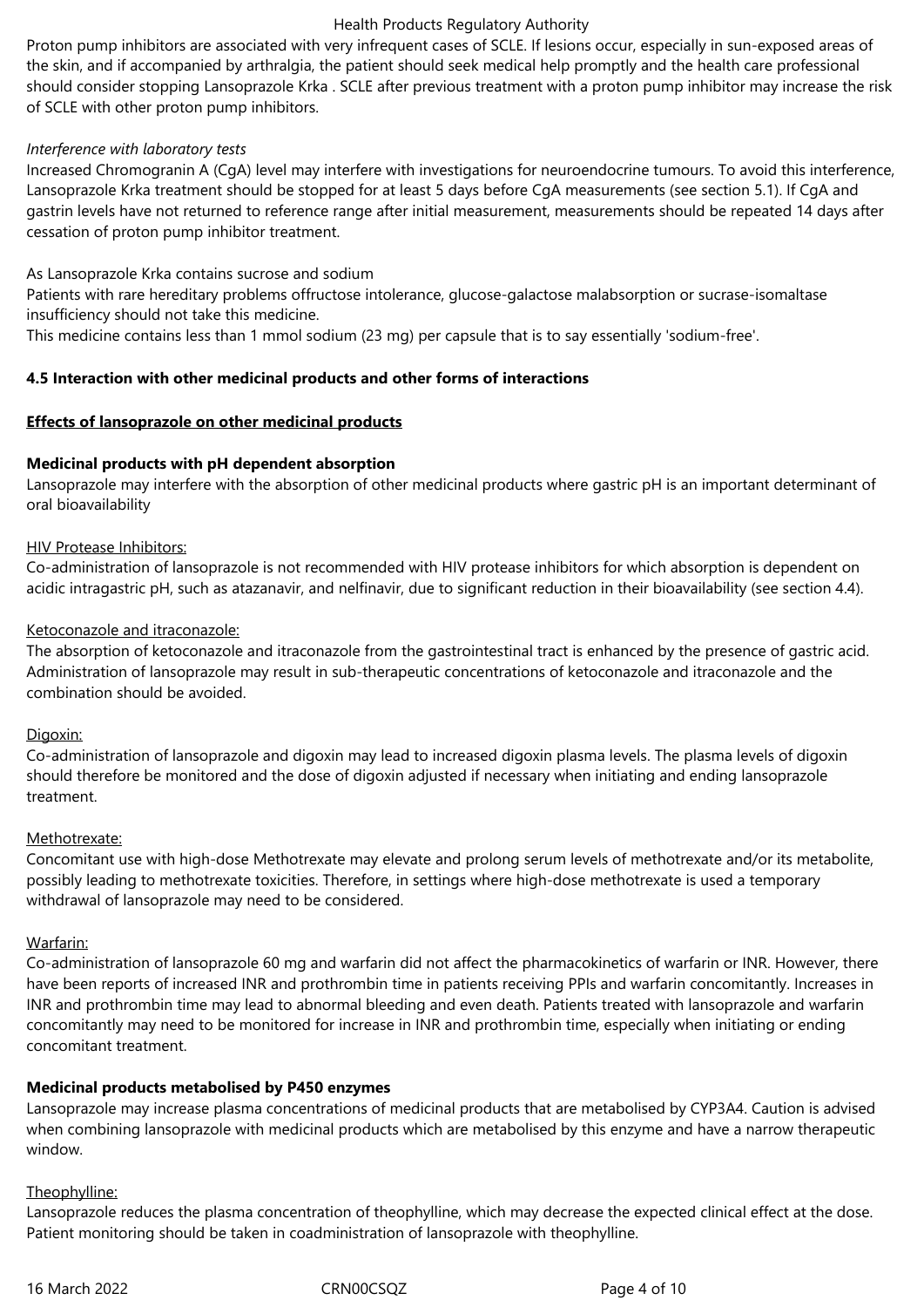Proton pump inhibitors are associated with very infrequent cases of SCLE. If lesions occur, especially in sun-exposed areas of the skin, and if accompanied by arthralgia, the patient should seek medical help promptly and the health care professional should consider stopping Lansoprazole Krka . SCLE after previous treatment with a proton pump inhibitor may increase the risk of SCLE with other proton pump inhibitors.

*Interference with laboratory tests*

Increased Chromogranin A (CgA) level may interfere with investigations for neuroendocrine tumours. To avoid this interference, Lansoprazole Krka treatment should be stopped for at least 5 days before CgA measurements (see section 5.1). If CgA and gastrin levels have not returned to reference range after initial measurement, measurements should be repeated 14 days after cessation of proton pump inhibitor treatment.

As Lansoprazole Krka contains sucrose and sodium

Patients with rare hereditary problems offructose intolerance, glucose-galactose malabsorption or sucrase-isomaltase insufficiency should not take this medicine.

This medicine contains less than 1 mmol sodium (23 mg) per capsule that is to say essentially 'sodium-free'.

**4.5 Interaction with other medicinal products and other forms of interactions**

**Effects of lansoprazole on other medicinal products**

**Medicinal products with pH dependent absorption**

Lansoprazole may interfere with the absorption of other medicinal products where gastric pH is an important determinant of oral bioavailability

HIV Protease Inhibitors:

Co-administration of lansoprazole is not recommended with HIV protease inhibitors for which absorption is dependent on acidic intragastric pH, such as atazanavir, and nelfinavir, due to significant reduction in their bioavailability (see section 4.4).

Ketoconazole and itraconazole:

The absorption of ketoconazole and itraconazole from the gastrointestinal tract is enhanced by the presence of gastric acid. Administration of lansoprazole may result in sub-therapeutic concentrations of ketoconazole and itraconazole and the combination should be avoided.

Digoxin:

Co-administration of lansoprazole and digoxin may lead to increased digoxin plasma levels. The plasma levels of digoxin should therefore be monitored and the dose of digoxin adjusted if necessary when initiating and ending lansoprazole treatment.

Methotrexate:

Concomitant use with high-dose Methotrexate may elevate and prolong serum levels of methotrexate and/or its metabolite, possibly leading to methotrexate toxicities. Therefore, in settings where high-dose methotrexate is used a temporary withdrawal of lansoprazole may need to be considered.

Warfarin:

Co-administration of lansoprazole 60 mg and warfarin did not affect the pharmacokinetics of warfarin or INR. However, there have been reports of increased INR and prothrombin time in patients receiving PPIs and warfarin concomitantly. Increases in INR and prothrombin time may lead to abnormal bleeding and even death. Patients treated with lansoprazole and warfarin concomitantly may need to be monitored for increase in INR and prothrombin time, especially when initiating or ending concomitant treatment.

**Medicinal products metabolised by P450 enzymes**

Lansoprazole may increase plasma concentrations of medicinal products that are metabolised by CYP3A4. Caution is advised when combining lansoprazole with medicinal products which are metabolised by this enzyme and have a narrow therapeutic window.

Theophylline:

Lansoprazole reduces the plasma concentration of theophylline, which may decrease the expected clinical effect at the dose. Patient monitoring should be taken in coadministration of lansoprazole with theophylline.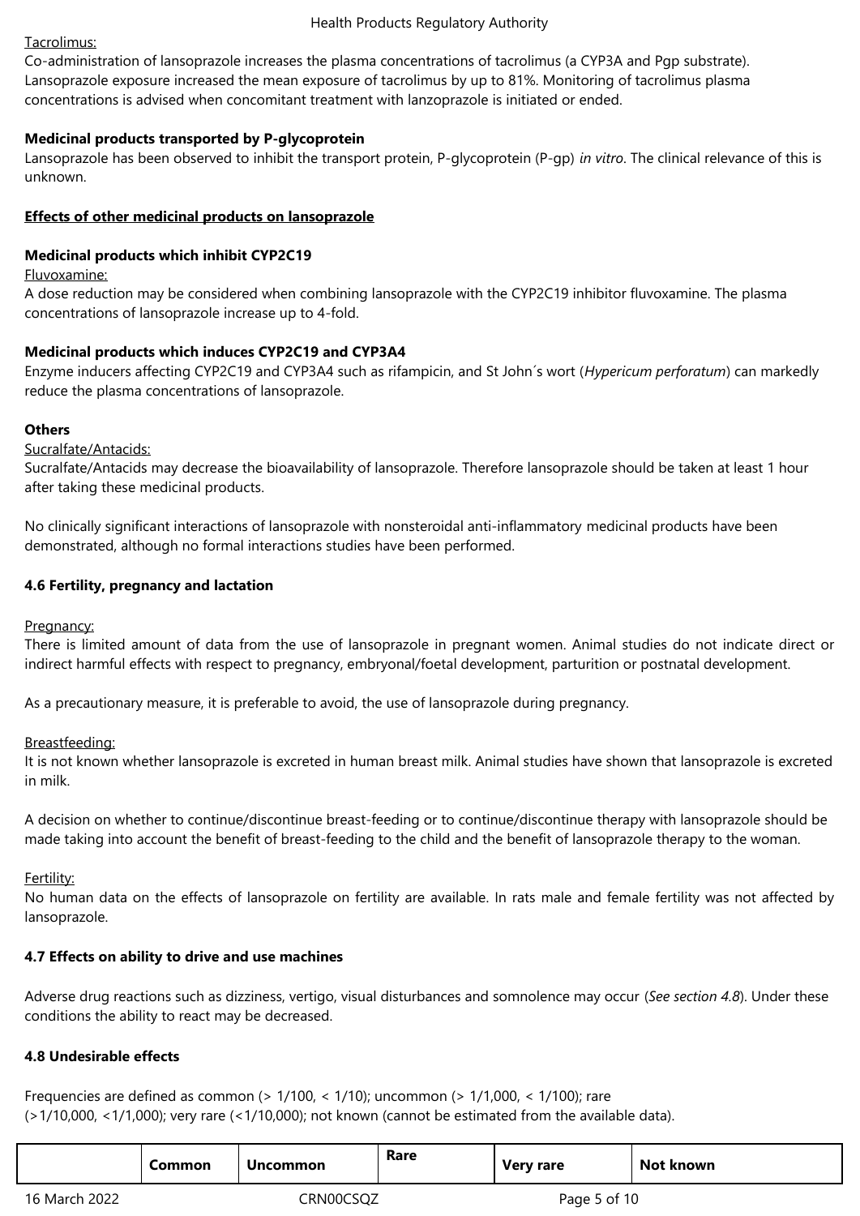Tacrolimus:

Co-administration of lansoprazole increases the plasma concentrations of tacrolimus (a CYP3A and Pgp substrate). Lansoprazole exposure increased the mean exposure of tacrolimus by up to 81%. Monitoring of tacrolimus plasma concentrations is advised when concomitant treatment with lanzoprazole is initiated or ended.

**Medicinal products transported by P-glycoprotein**

Lansoprazole has been observed to inhibit the transport protein, P-glycoprotein (P-gp) *in vitro*. The clinical relevance of this is unknown.

**Effects of other medicinal products on lansoprazole**

**Medicinal products which inhibit CYP2C19**

Fluvoxamine:

A dose reduction may be considered when combining lansoprazole with the CYP2C19 inhibitor fluvoxamine. The plasma concentrations of lansoprazole increase up to 4-fold.

**Medicinal products which induces CYP2C19 and CYP3A4**

Enzyme inducers affecting CYP2C19 and CYP3A4 such as rifampicin, and St John´s wort (*Hypericum perforatum*) can markedly reduce the plasma concentrations of lansoprazole.

**Others**

Sucralfate/Antacids:

Sucralfate/Antacids may decrease the bioavailability of lansoprazole. Therefore lansoprazole should be taken at least 1 hour after taking these medicinal products.

No clinically significant interactions of lansoprazole with nonsteroidal anti-inflammatory medicinal products have been demonstrated, although no formal interactions studies have been performed.

### 4.6 Fertility, pregnancy and lactation

Pregnancy:

There is limited amount of data from the use of lansoprazole in pregnant women. Animal studies do not indicate direct or indirect harmful effects with respect to pregnancy, embryonal/foetal development, parturition or postnatal development.

As a precautionary measure, it is preferable to avoid, the use of lansoprazole during pregnancy.

Breastfeeding:

It is not known whether lansoprazole is excreted in human breast milk. Animal studies have shown that lansoprazole is excreted in milk.

A decision on whether to continue/discontinue breast-feeding or to continue/discontinue therapy with lansoprazole should be made taking into account the benefit of breast-feeding to the child and the benefit of lansoprazole therapy to the woman.

Fertility:

No human data on the effects of lansoprazole on fertility are available. In rats male and female fertility was not affected by lansoprazole.

### 4.7 Effects on ability to drive and use machines

Adverse drug reactions such as dizziness, vertigo, visual disturbances and somnolence may occur (*See section 4.8*). Under these conditions the ability to react may be decreased.

### 4.8 Undesirable effects

Frequencies are defined as common (> 1/100, < 1/10); uncommon (> 1/1,000, < 1/100); rare (>1/10,000, <1/1,000); very rare (<1/10,000); not known (cannot be estimated from the available data).

| | Common | Uncommon | Rare | Very rare | Not known |
|---|---|---|---|---|---|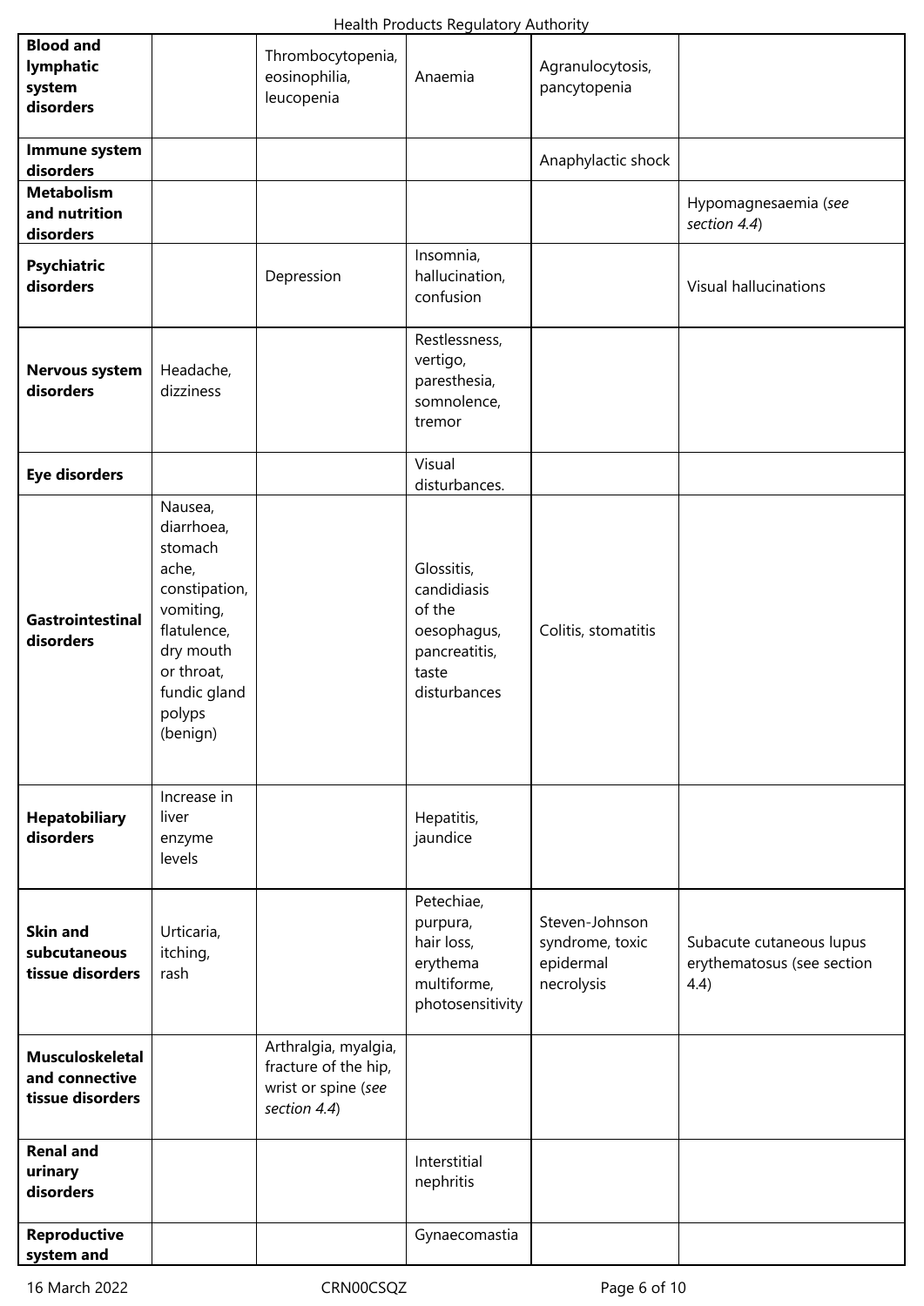| | | | | | |
|---|---|---|---|---|---|
| **Blood and lymphatic system disorders** | | Thrombocytopenia, eosinophilia, leucopenia | Anaemia | Agranulocytosis, pancytopenia | |
| **Immune system disorders** | | | | Anaphylactic shock | |
| **Metabolism and nutrition disorders** | | | | | Hypomagnesaemia (*see section 4.4*) |
| **Psychiatric disorders** | | Depression | Insomnia, hallucination, confusion | | Visual hallucinations |
| **Nervous system disorders** | Headache, dizziness | | Restlessness, vertigo, paresthesia, somnolence, tremor | | |
| **Eye disorders** | | | Visual disturbances. | | |
| **Gastrointestinal disorders** | Nausea, diarrhoea, stomach ache, constipation, vomiting, flatulence, dry mouth or throat, fundic gland polyps (benign) | | Glossitis, candidiasis of the oesophagus, pancreatitis, taste disturbances | Colitis, stomatitis | |
| **Hepatobiliary disorders** | Increase in liver enzyme levels | | Hepatitis, jaundice | | |
| **Skin and subcutaneous tissue disorders** | Urticaria, itching, rash | | Petechiae, purpura, hair loss, erythema multiforme, photosensitivity | Steven-Johnson syndrome, toxic epidermal necrolysis | Subacute cutaneous lupus erythematosus (see section 4.4) |
| **Musculoskeletal and connective tissue disorders** | | Arthralgia, myalgia, fracture of the hip, wrist or spine (*see section 4.4*) | | | |
| **Renal and urinary disorders** | | | Interstitial nephritis | | |
| **Reproductive system and** | | | Gynaecomastia | | |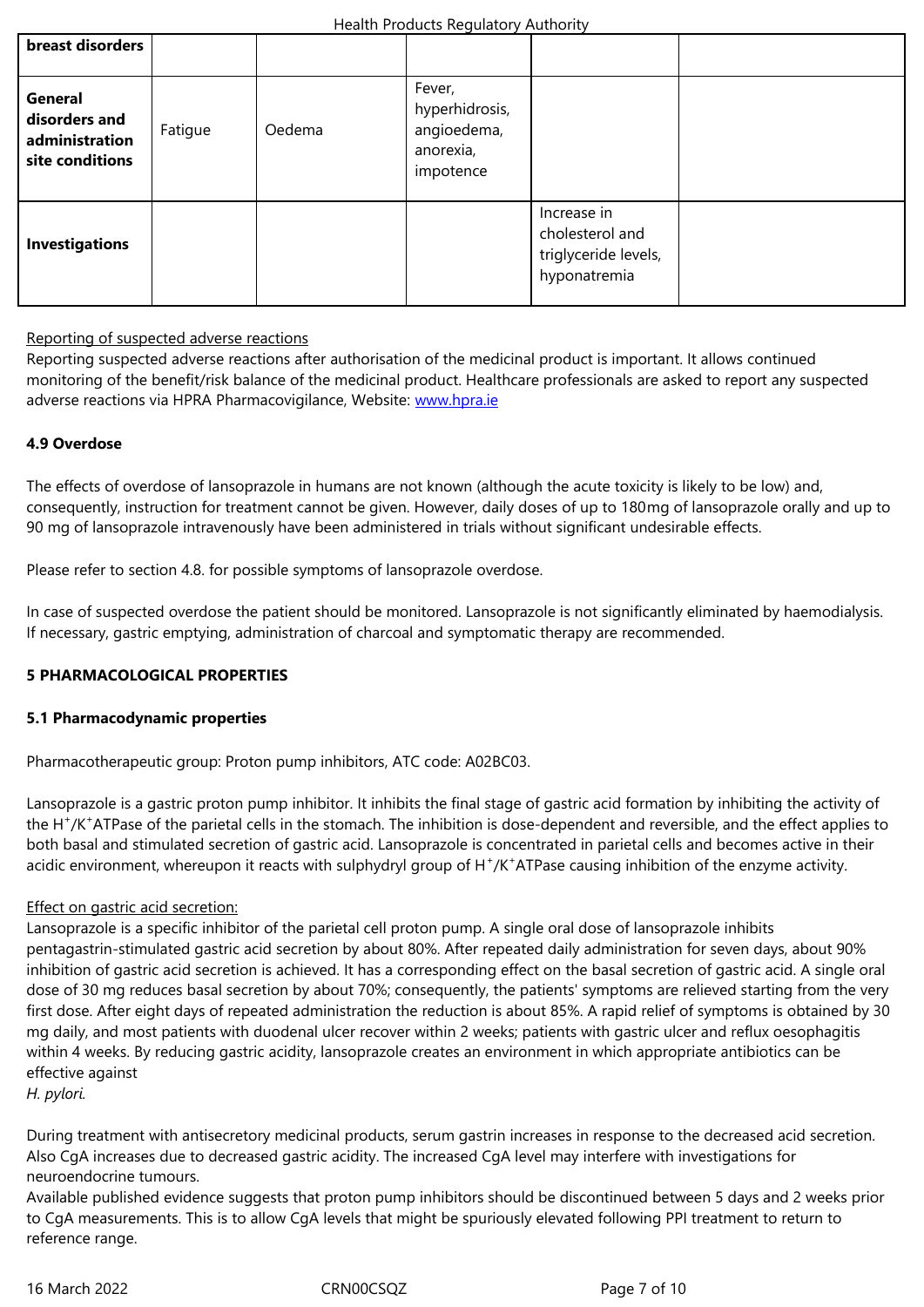| | | | | | |
|---|---|---|---|---|---|
| **breast disorders** | | | | | |
| **General disorders and administration site conditions** | Fatigue | Oedema | Fever, hyperhidrosis, angioedema, anorexia, impotence | | |
| **Investigations** | | | | Increase in cholesterol and triglyceride levels, hyponatremia | |

Reporting of suspected adverse reactions

Reporting suspected adverse reactions after authorisation of the medicinal product is important. It allows continued monitoring of the benefit/risk balance of the medicinal product. Healthcare professionals are asked to report any suspected adverse reactions via HPRA Pharmacovigilance, Website: www.hpra.ie

**4.9 Overdose**

The effects of overdose of lansoprazole in humans are not known (although the acute toxicity is likely to be low) and, consequently, instruction for treatment cannot be given. However, daily doses of up to 180mg of lansoprazole orally and up to 90 mg of lansoprazole intravenously have been administered in trials without significant undesirable effects.

Please refer to section 4.8. for possible symptoms of lansoprazole overdose.

In case of suspected overdose the patient should be monitored. Lansoprazole is not significantly eliminated by haemodialysis. If necessary, gastric emptying, administration of charcoal and symptomatic therapy are recommended.

## 5 PHARMACOLOGICAL PROPERTIES

**5.1 Pharmacodynamic properties**

Pharmacotherapeutic group: Proton pump inhibitors, ATC code: A02BC03.

Lansoprazole is a gastric proton pump inhibitor. It inhibits the final stage of gastric acid formation by inhibiting the activity of the $H^+/K^+$ATPase of the parietal cells in the stomach. The inhibition is dose-dependent and reversible, and the effect applies to both basal and stimulated secretion of gastric acid. Lansoprazole is concentrated in parietal cells and becomes active in their acidic environment, whereupon it reacts with sulphydryl group of $H^+/K^+$ATPase causing inhibition of the enzyme activity.

Effect on gastric acid secretion:

Lansoprazole is a specific inhibitor of the parietal cell proton pump. A single oral dose of lansoprazole inhibits pentagastrin-stimulated gastric acid secretion by about 80%. After repeated daily administration for seven days, about 90% inhibition of gastric acid secretion is achieved. It has a corresponding effect on the basal secretion of gastric acid. A single oral dose of 30 mg reduces basal secretion by about 70%; consequently, the patients' symptoms are relieved starting from the very first dose. After eight days of repeated administration the reduction is about 85%. A rapid relief of symptoms is obtained by 30 mg daily, and most patients with duodenal ulcer recover within 2 weeks; patients with gastric ulcer and reflux oesophagitis within 4 weeks. By reducing gastric acidity, lansoprazole creates an environment in which appropriate antibiotics can be effective against
*H. pylori.*

During treatment with antisecretory medicinal products, serum gastrin increases in response to the decreased acid secretion. Also CgA increases due to decreased gastric acidity. The increased CgA level may interfere with investigations for neuroendocrine tumours.
Available published evidence suggests that proton pump inhibitors should be discontinued between 5 days and 2 weeks prior to CgA measurements. This is to allow CgA levels that might be spuriously elevated following PPI treatment to return to reference range.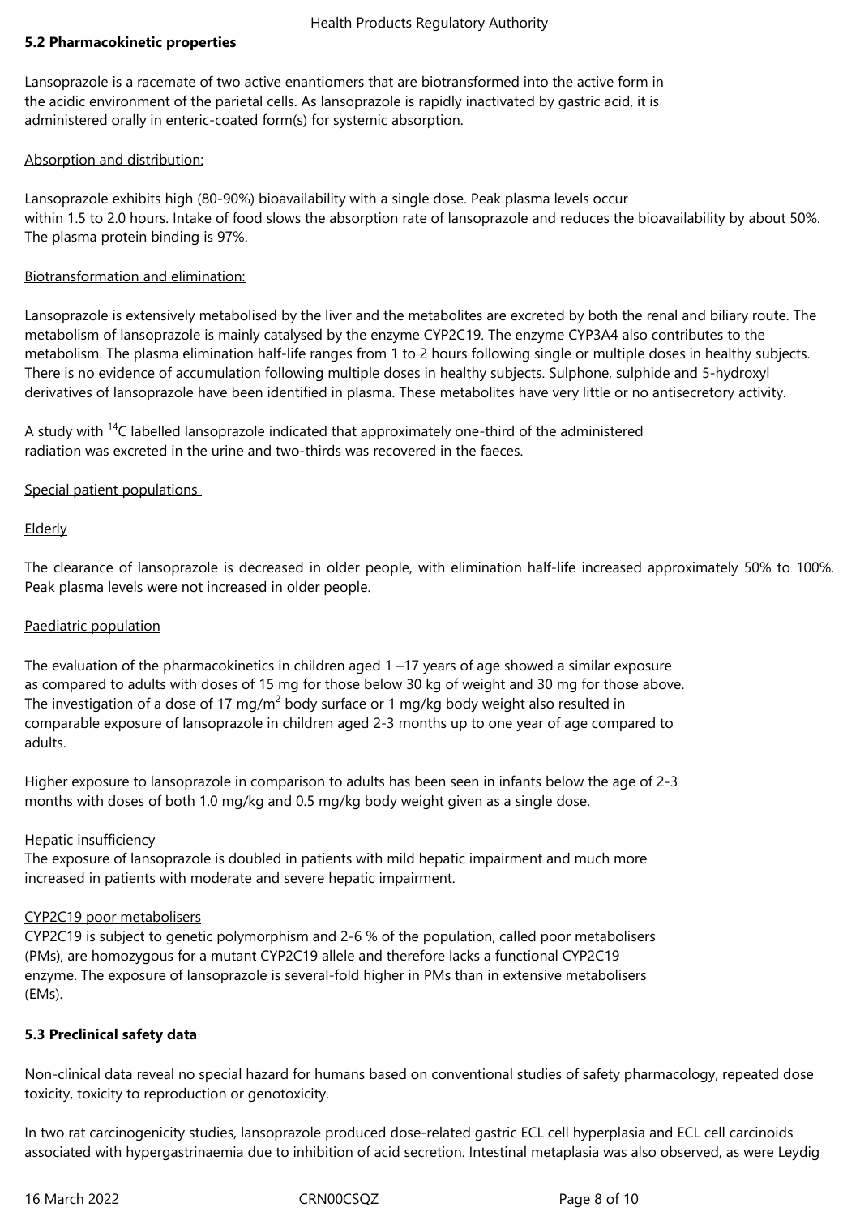## 5.2 Pharmacokinetic properties

Lansoprazole is a racemate of two active enantiomers that are biotransformed into the active form in the acidic environment of the parietal cells. As lansoprazole is rapidly inactivated by gastric acid, it is administered orally in enteric-coated form(s) for systemic absorption.

Absorption and distribution:

Lansoprazole exhibits high (80-90%) bioavailability with a single dose. Peak plasma levels occur within 1.5 to 2.0 hours. Intake of food slows the absorption rate of lansoprazole and reduces the bioavailability by about 50%. The plasma protein binding is 97%.

Biotransformation and elimination:

Lansoprazole is extensively metabolised by the liver and the metabolites are excreted by both the renal and biliary route. The metabolism of lansoprazole is mainly catalysed by the enzyme CYP2C19. The enzyme CYP3A4 also contributes to the metabolism. The plasma elimination half-life ranges from 1 to 2 hours following single or multiple doses in healthy subjects. There is no evidence of accumulation following multiple doses in healthy subjects. Sulphone, sulphide and 5-hydroxyl derivatives of lansoprazole have been identified in plasma. These metabolites have very little or no antisecretory activity.

A study with $^{14}C$ labelled lansoprazole indicated that approximately one-third of the administered radiation was excreted in the urine and two-thirds was recovered in the faeces.

Special patient populations

Elderly

The clearance of lansoprazole is decreased in older people, with elimination half-life increased approximately 50% to 100%. Peak plasma levels were not increased in older people.

Paediatric population

The evaluation of the pharmacokinetics in children aged 1 –17 years of age showed a similar exposure as compared to adults with doses of 15 mg for those below 30 kg of weight and 30 mg for those above. The investigation of a dose of 17 mg/m$^2$ body surface or 1 mg/kg body weight also resulted in comparable exposure of lansoprazole in children aged 2-3 months up to one year of age compared to adults.

Higher exposure to lansoprazole in comparison to adults has been seen in infants below the age of 2-3 months with doses of both 1.0 mg/kg and 0.5 mg/kg body weight given as a single dose.

Hepatic insufficiency

The exposure of lansoprazole is doubled in patients with mild hepatic impairment and much more increased in patients with moderate and severe hepatic impairment.

CYP2C19 poor metabolisers

CYP2C19 is subject to genetic polymorphism and 2-6 % of the population, called poor metabolisers (PMs), are homozygous for a mutant CYP2C19 allele and therefore lacks a functional CYP2C19 enzyme. The exposure of lansoprazole is several-fold higher in PMs than in extensive metabolisers (EMs).

## 5.3 Preclinical safety data

Non-clinical data reveal no special hazard for humans based on conventional studies of safety pharmacology, repeated dose toxicity, toxicity to reproduction or genotoxicity.

In two rat carcinogenicity studies, lansoprazole produced dose-related gastric ECL cell hyperplasia and ECL cell carcinoids associated with hypergastrinaemia due to inhibition of acid secretion. Intestinal metaplasia was also observed, as were Leydig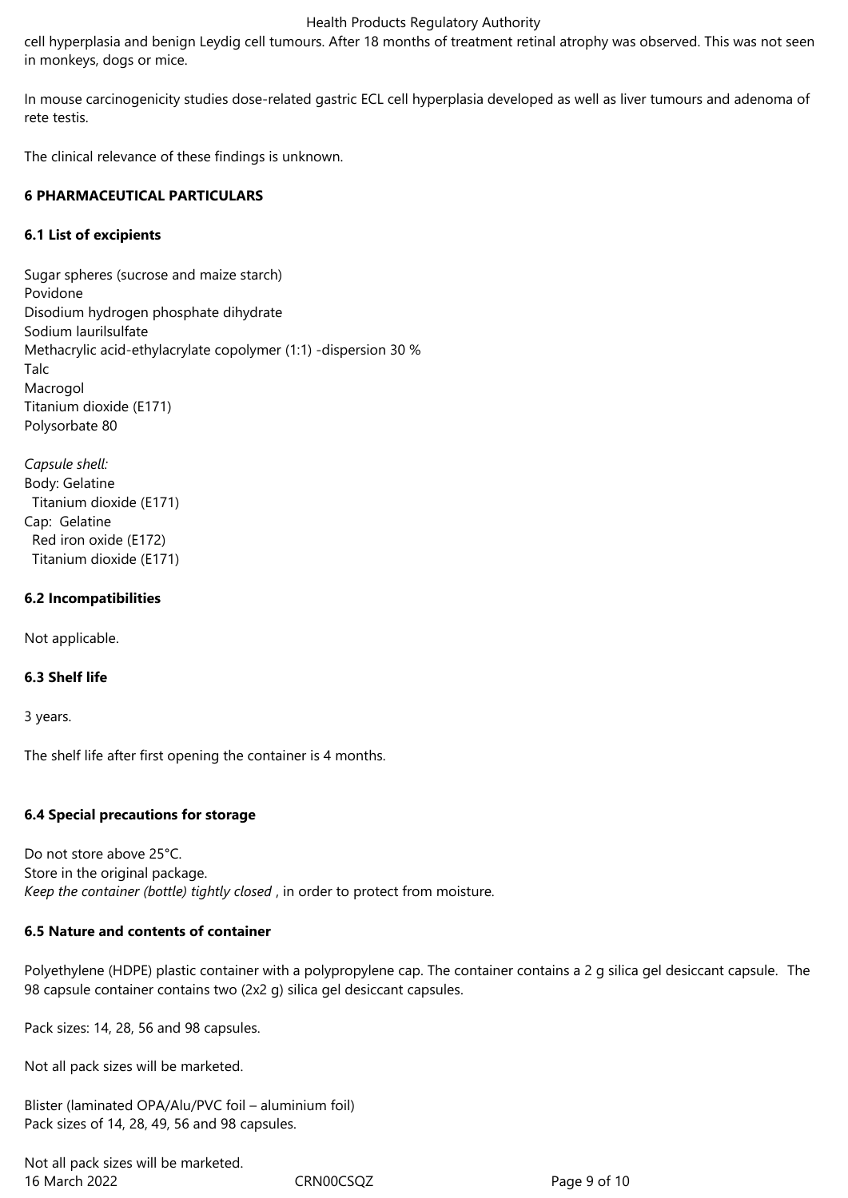cell hyperplasia and benign Leydig cell tumours. After 18 months of treatment retinal atrophy was observed. This was not seen in monkeys, dogs or mice.

In mouse carcinogenicity studies dose-related gastric ECL cell hyperplasia developed as well as liver tumours and adenoma of rete testis.

The clinical relevance of these findings is unknown.

## 6 PHARMACEUTICAL PARTICULARS

### 6.1 List of excipients

Sugar spheres (sucrose and maize starch)
Povidone
Disodium hydrogen phosphate dihydrate
Sodium laurilsulfate
Methacrylic acid-ethylacrylate copolymer (1:1) -dispersion 30 %
Talc
Macrogol
Titanium dioxide (E171)
Polysorbate 80

*Capsule shell:*
Body: Gelatine
  Titanium dioxide (E171)
Cap: Gelatine
  Red iron oxide (E172)
  Titanium dioxide (E171)

### 6.2 Incompatibilities

Not applicable.

### 6.3 Shelf life

3 years.

The shelf life after first opening the container is 4 months.

### 6.4 Special precautions for storage

Do not store above 25°C.
Store in the original package.
*Keep the container (bottle) tightly closed* , in order to protect from moisture.

### 6.5 Nature and contents of container

Polyethylene (HDPE) plastic container with a polypropylene cap. The container contains a 2 g silica gel desiccant capsule. The 98 capsule container contains two (2x2 g) silica gel desiccant capsules.

Pack sizes: 14, 28, 56 and 98 capsules.

Not all pack sizes will be marketed.

Blister (laminated OPA/Alu/PVC foil – aluminium foil)
Pack sizes of 14, 28, 49, 56 and 98 capsules.

Not all pack sizes will be marketed.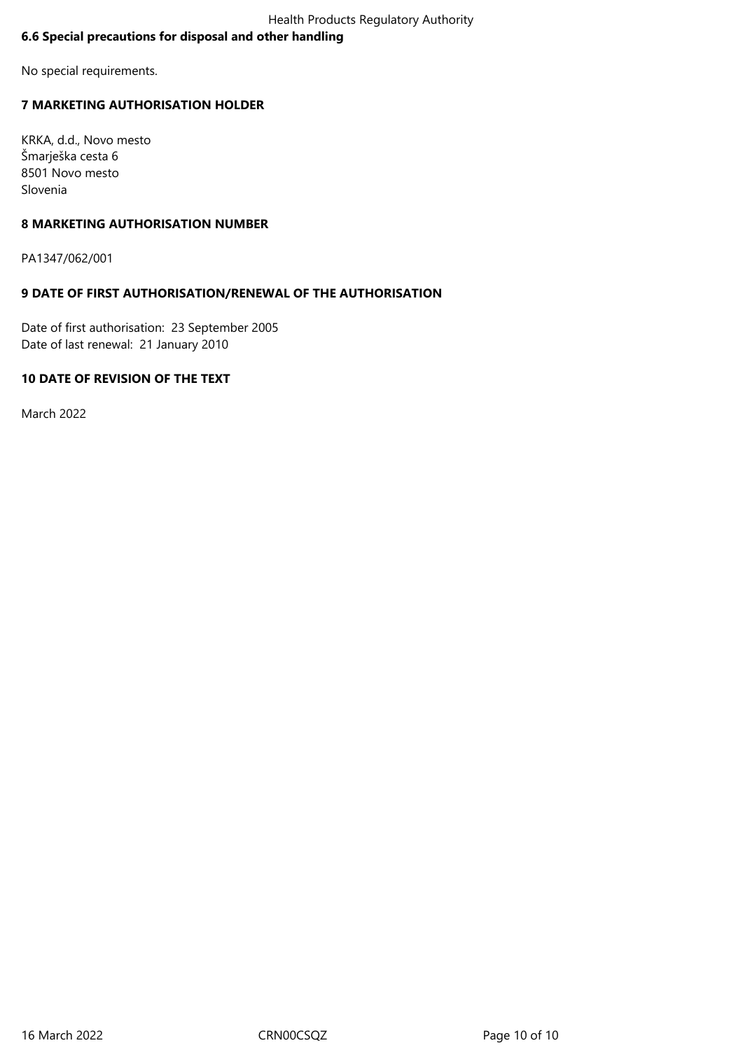### 6.6 Special precautions for disposal and other handling

No special requirements.

## 7 MARKETING AUTHORISATION HOLDER

KRKA, d.d., Novo mesto
Šmarješka cesta 6
8501 Novo mesto
Slovenia

## 8 MARKETING AUTHORISATION NUMBER

PA1347/062/001

## 9 DATE OF FIRST AUTHORISATION/RENEWAL OF THE AUTHORISATION

Date of first authorisation: 23 September 2005
Date of last renewal: 21 January 2010

## 10 DATE OF REVISION OF THE TEXT

March 2022